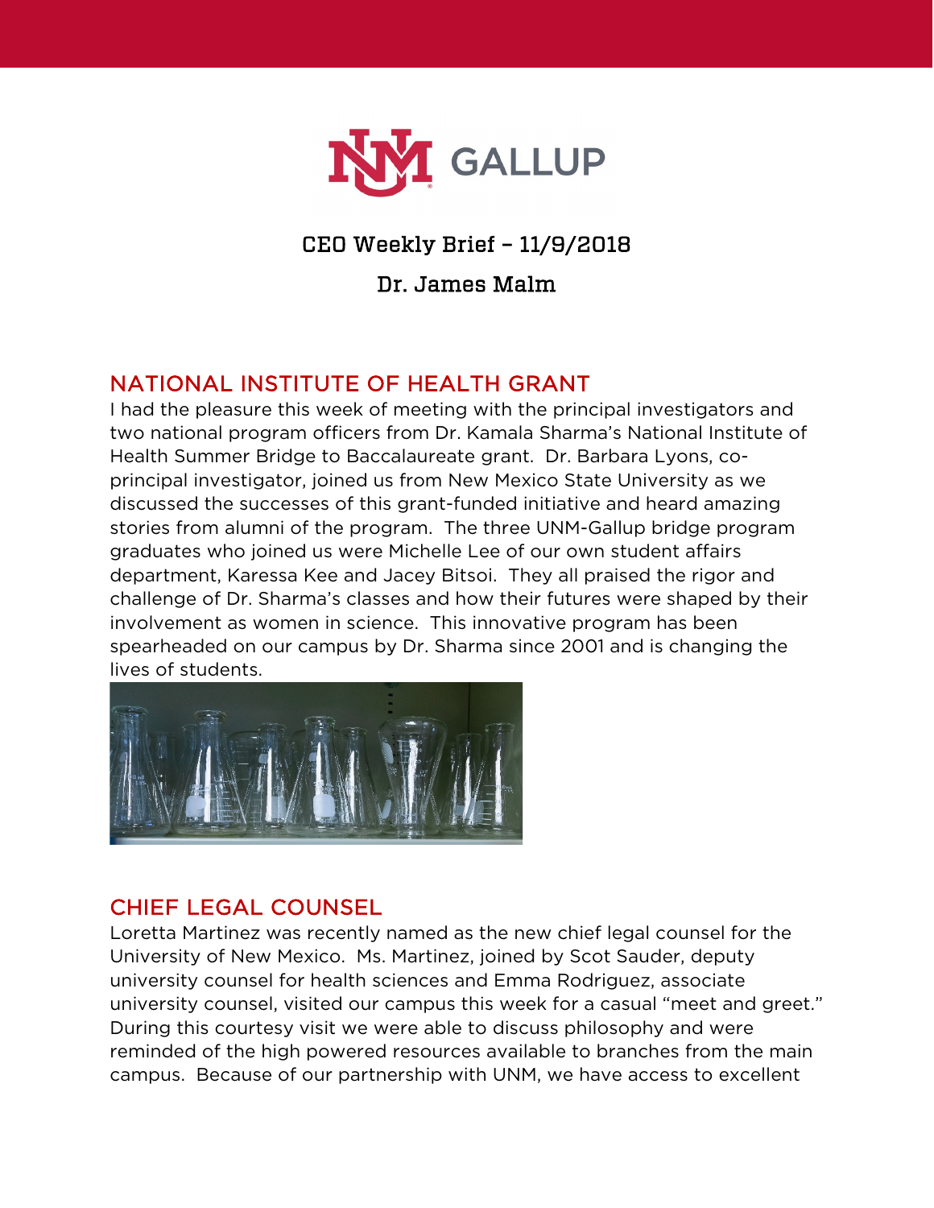# CEO Weekly Brief – 11/9/2018

## Dr. James Malm

### NATIONAL INSTITUTE OF HEALTH GRANT

I had the pleasure this week of meeting with the principal investigators and two national program officers from Dr. Kamala Sharma's National Institute of Health Summer Bridge to Baccalaureate grant. Dr. Barbara Lyons, co-principal investigator, joined us from New Mexico State University as we discussed the successes of this grant-funded initiative and heard amazing stories from alumni of the program. The three UNM-Gallup bridge program graduates who joined us were Michelle Lee of our own student affairs department, Karessa Kee and Jacey Bitsoi. They all praised the rigor and challenge of Dr. Sharma's classes and how their futures were shaped by their involvement as women in science. This innovative program has been spearheaded on our campus by Dr. Sharma since 2001 and is changing the lives of students.

### CHIEF LEGAL COUNSEL

Loretta Martinez was recently named as the new chief legal counsel for the University of New Mexico. Ms. Martinez, joined by Scot Sauder, deputy university counsel for health sciences and Emma Rodriguez, associate university counsel, visited our campus this week for a casual "meet and greet." During this courtesy visit we were able to discuss philosophy and were reminded of the high powered resources available to branches from the main campus. Because of our partnership with UNM, we have access to excellent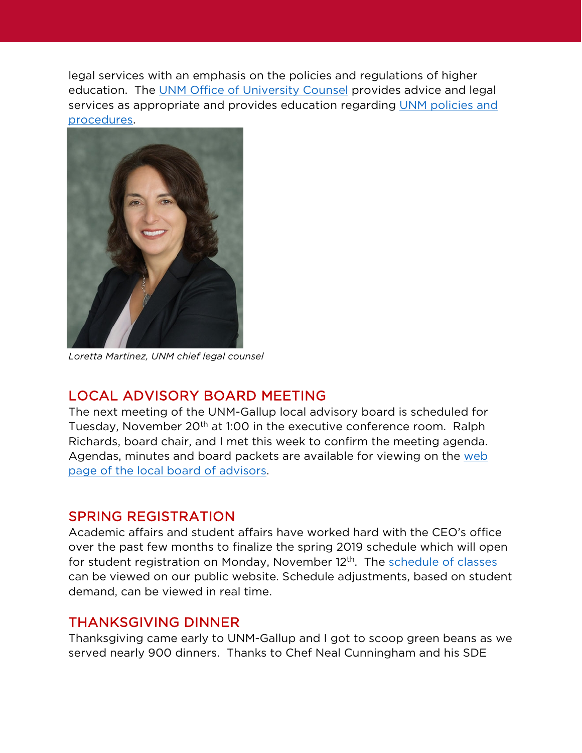legal services with an emphasis on the policies and regulations of higher education. The UNM Office of University Counsel provides advice and legal services as appropriate and provides education regarding UNM policies and procedures.

*Loretta Martinez, UNM chief legal counsel*

## LOCAL ADVISORY BOARD MEETING

The next meeting of the UNM-Gallup local advisory board is scheduled for Tuesday, November 20th at 1:00 in the executive conference room. Ralph Richards, board chair, and I met this week to confirm the meeting agenda. Agendas, minutes and board packets are available for viewing on the web page of the local board of advisors.

## SPRING REGISTRATION

Academic affairs and student affairs have worked hard with the CEO's office over the past few months to finalize the spring 2019 schedule which will open for student registration on Monday, November 12th. The schedule of classes can be viewed on our public website. Schedule adjustments, based on student demand, can be viewed in real time.

## THANKSGIVING DINNER

Thanksgiving came early to UNM-Gallup and I got to scoop green beans as we served nearly 900 dinners. Thanks to Chef Neal Cunningham and his SDE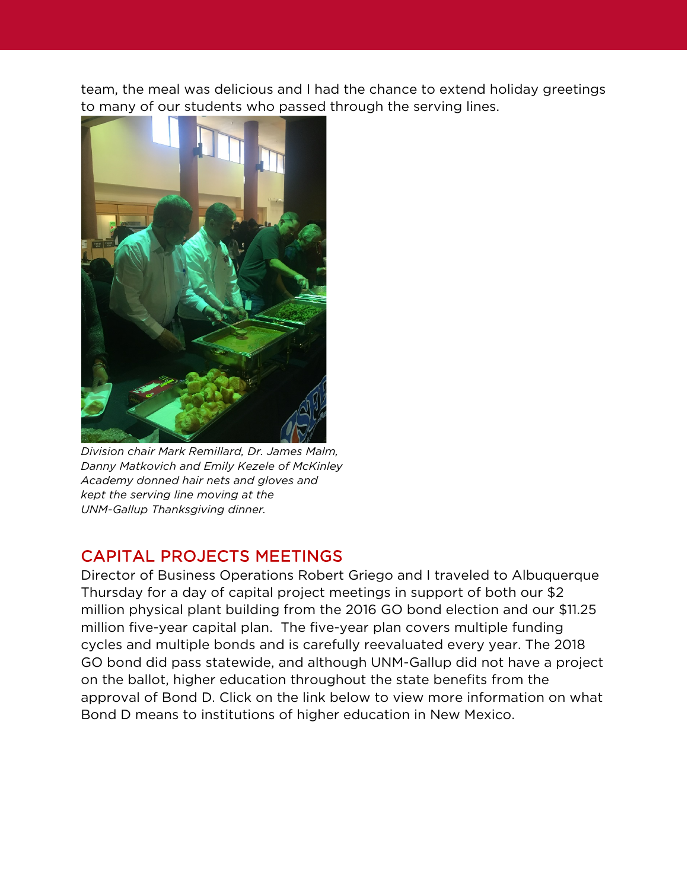team, the meal was delicious and I had the chance to extend holiday greetings to many of our students who passed through the serving lines.

*Division chair Mark Remillard, Dr. James Malm, Danny Matkovich and Emily Kezele of McKinley Academy donned hair nets and gloves and kept the serving line moving at the UNM-Gallup Thanksgiving dinner.*

## CAPITAL PROJECTS MEETINGS

Director of Business Operations Robert Griego and I traveled to Albuquerque Thursday for a day of capital project meetings in support of both our $2 million physical plant building from the 2016 GO bond election and our $11.25 million five-year capital plan. The five-year plan covers multiple funding cycles and multiple bonds and is carefully reevaluated every year. The 2018 GO bond did pass statewide, and although UNM-Gallup did not have a project on the ballot, higher education throughout the state benefits from the approval of Bond D. Click on the link below to view more information on what Bond D means to institutions of higher education in New Mexico.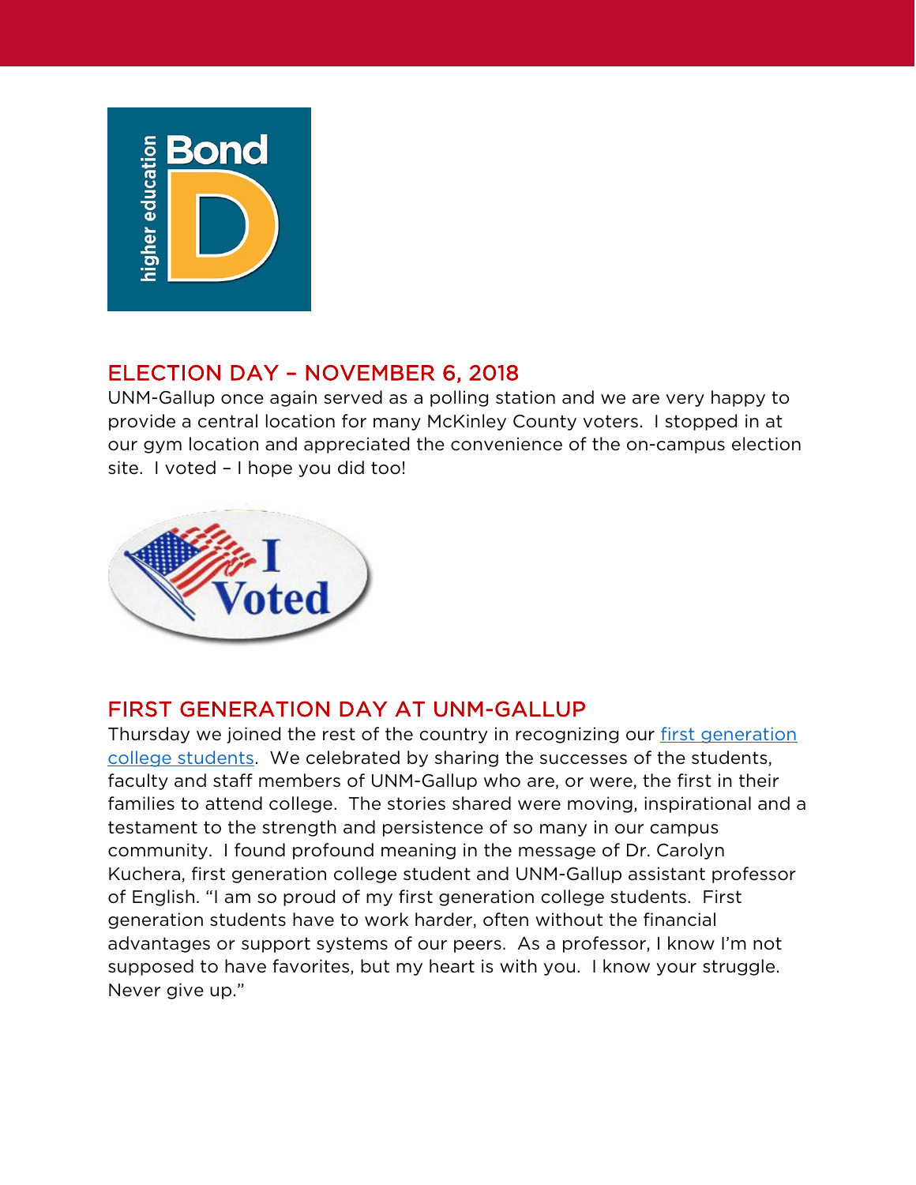## ELECTION DAY – NOVEMBER 6, 2018

UNM-Gallup once again served as a polling station and we are very happy to provide a central location for many McKinley County voters. I stopped in at our gym location and appreciated the convenience of the on-campus election site. I voted – I hope you did too!

## FIRST GENERATION DAY AT UNM-GALLUP

Thursday we joined the rest of the country in recognizing our first generation college students. We celebrated by sharing the successes of the students, faculty and staff members of UNM-Gallup who are, or were, the first in their families to attend college. The stories shared were moving, inspirational and a testament to the strength and persistence of so many in our campus community. I found profound meaning in the message of Dr. Carolyn Kuchera, first generation college student and UNM-Gallup assistant professor of English. "I am so proud of my first generation college students. First generation students have to work harder, often without the financial advantages or support systems of our peers. As a professor, I know I'm not supposed to have favorites, but my heart is with you. I know your struggle. Never give up."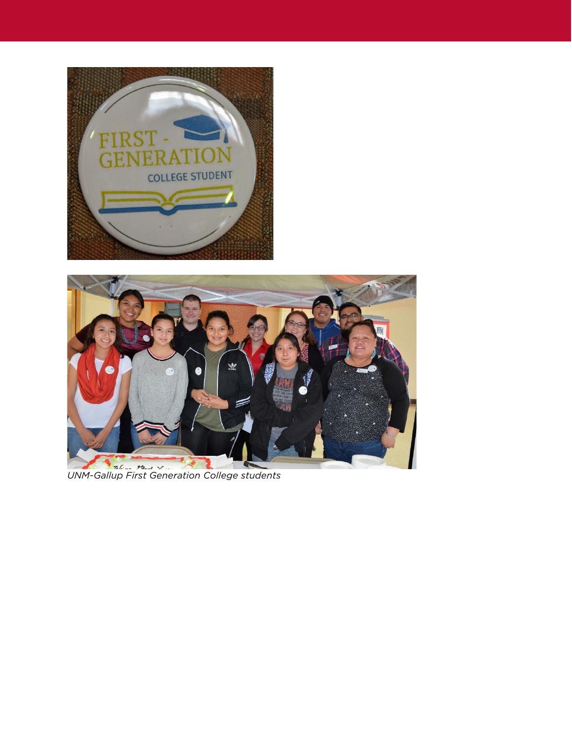*UNM-Gallup First Generation College students*